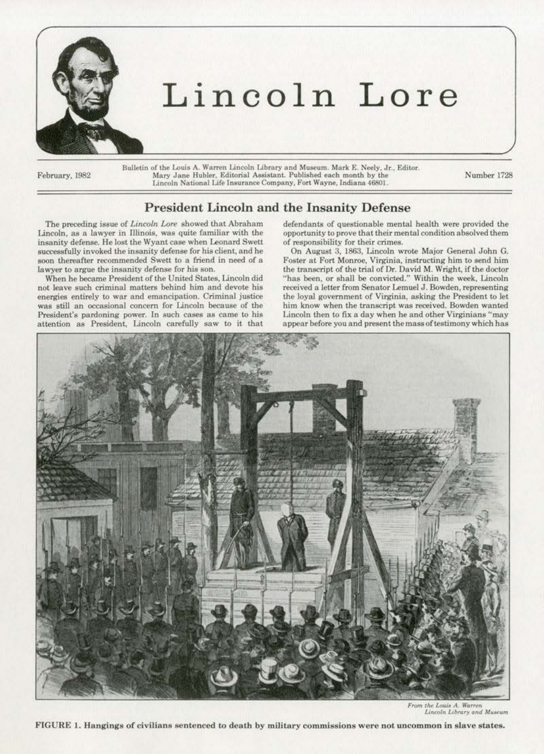# Lincoln Lore

February, 1982

Bulletin of the Louis A. Warren Lincoln Library and Museum. Mark E. Neely, Jr., Editor. Mary Jane Hubler, Editorial Assistant. Published each month by the Lincoln National Life Insurance Company, Fort Wayne, Indiana 46801.

Number 1728

## President Lincoln and the Insanity Defense

The preceding issue of *Lincoln Lore* showed that Abraham Lincoln, as a lawyer in Illinois, was quite familiar with the insanity defense. He lost the Wyant case when Leonard Swett successfully invoked the insanity defense for his client, and he soon thereafter recommended Swett to a friend in need of a lawyer to argue the insanity defense for his son.

When he became President of the United States, Lincoln did not leave such criminal matters behind him and devote his energies entirely to war and emancipation. Criminal justice was still an occasional concern for Lincoln because of the President's pardoning power. In such cases as came to his attention as President, Lincoln carefully saw to it that defendants of questionable mental health were provided the opportunity to prove that their mental condition absolved them of responsibility for their crimes.

On August 3, 1863, Lincoln wrote Major General John G. Foster at Fort Monroe, Virginia, instructing him to send him the transcript of the trial of Dr. David M. Wright, if the doctor "has been, or shall be convicted." Within the week, Lincoln received a letter from Senator Lemuel J. Bowden, representing the loyal government of Virginia, asking the President to let him know when the transcript was received. Bowden wanted Lincoln then to fix a day when he and other Virginians "may appear before you and present the mass of testimony which has

*From the Louis A. Warren Lincoln Library and Museum*

**FIGURE 1. Hangings of civilians sentenced to death by military commissions were not uncommon in slave states.**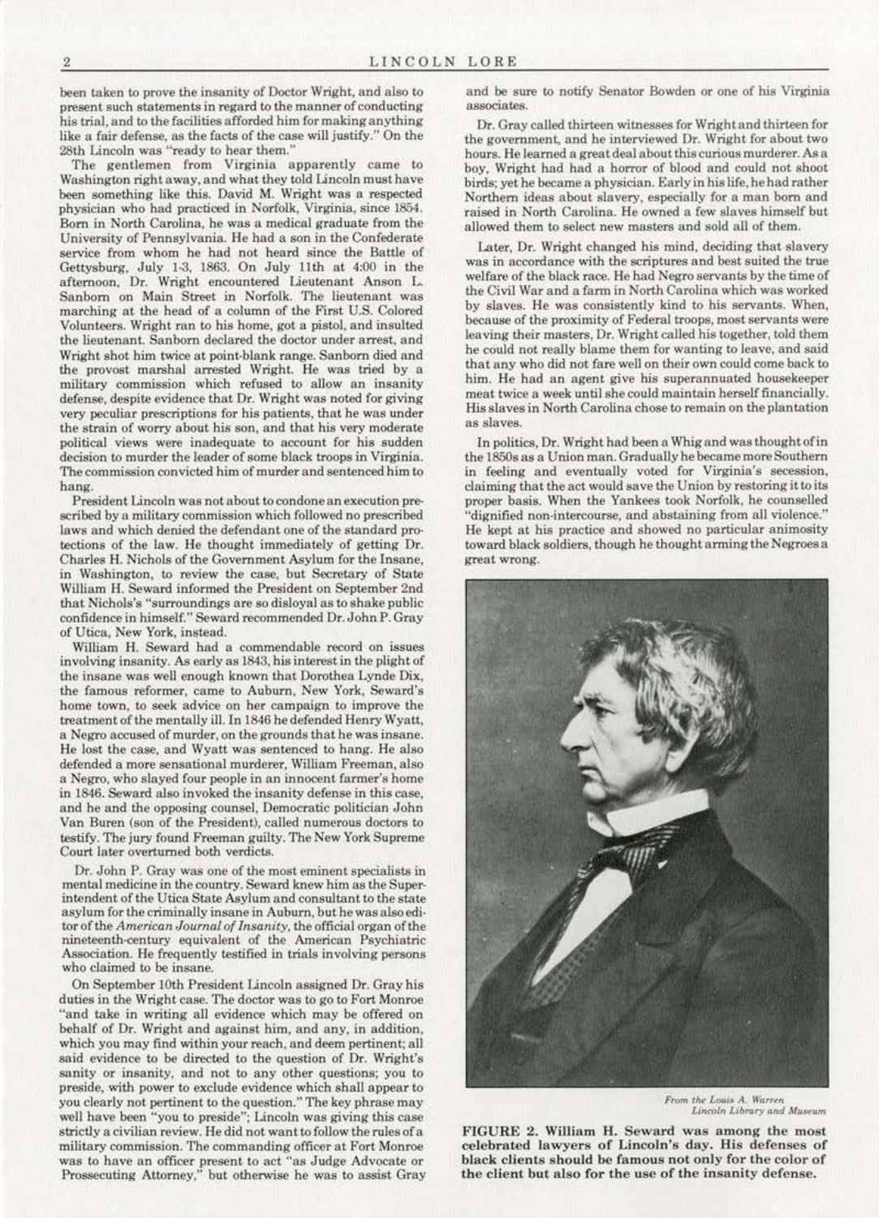been taken to prove the insanity of Doctor Wright, and also to present such statements in regard to the manner of conducting his trial, and to the facilities afforded him for making anything like a fair defense, as the facts of the case will justify." On the 28th Lincoln was "ready to hear them."

The gentlemen from Virginia apparently came to Washington right away, and what they told Lincoln must have been something like this. David M. Wright was a respected physician who had practiced in Norfolk, Virginia, since 1854. Born in North Carolina, he was a medical graduate from the University of Pennsylvania. He had a son in the Confederate service from whom he had not heard since the Battle of Gettysburg, July 1-3, 1863. On July 11th at 4:00 in the afternoon, Dr. Wright encountered Lieutenant Anson L. Sanborn on Main Street in Norfolk. The lieutenant was marching at the head of a column of the First U.S. Colored Volunteers. Wright ran to his home, got a pistol, and insulted the lieutenant. Sanborn declared the doctor under arrest, and Wright shot him twice at point-blank range. Sanborn died and the provost marshal arrested Wright. He was tried by a military commission which refused to allow an insanity defense, despite evidence that Dr. Wright was noted for giving very peculiar prescriptions for his patients, that he was under the strain of worry about his son, and that his very moderate political views were inadequate to account for his sudden decision to murder the leader of some black troops in Virginia. The commission convicted him of murder and sentenced him to hang.

President Lincoln was not about to condone an execution prescribed by a military commission which followed no prescribed laws and which denied the defendant one of the standard protections of the law. He thought immediately of getting Dr. Charles H. Nichols of the Government Asylum for the Insane, in Washington, to review the case, but Secretary of State William H. Seward informed the President on September 2nd that Nichols's "surroundings are so disloyal as to shake public confidence in himself." Seward recommended Dr. John P. Gray of Utica, New York, instead.

William H. Seward had a commendable record on issues involving insanity. As early as 1843, his interest in the plight of the insane was well enough known that Dorothea Lynde Dix, the famous reformer, came to Auburn, New York, Seward's home town, to seek advice on her campaign to improve the treatment of the mentally ill. In 1846 he defended Henry Wyatt, a Negro accused of murder, on the grounds that he was insane. He lost the case, and Wyatt was sentenced to hang. He also defended a more sensational murderer, William Freeman, also a Negro, who slayed four people in an innocent farmer's home in 1846. Seward also invoked the insanity defense in this case, and he and the opposing counsel, Democratic politician John Van Buren (son of the President), called numerous doctors to testify. The jury found Freeman guilty. The New York Supreme Court later overturned both verdicts.

Dr. John P. Gray was one of the most eminent specialists in mental medicine in the country. Seward knew him as the Superintendent of the Utica State Asylum and consultant to the state asylum for the criminally insane in Auburn, but he was also editor of the *American Journal of Insanity*, the official organ of the nineteenth-century equivalent of the American Psychiatric Association. He frequently testified in trials involving persons who claimed to be insane.

On September 10th President Lincoln assigned Dr. Gray his duties in the Wright case. The doctor was to go to Fort Monroe "and take in writing all evidence which may be offered on behalf of Dr. Wright and against him, and any, in addition, which you may find within your reach, and deem pertinent; all said evidence to be directed to the question of Dr. Wright's sanity or insanity, and not to any other questions; you to preside, with power to exclude evidence which shall appear to you clearly not pertinent to the question." The key phrase may well have been "you to preside"; Lincoln was giving this case strictly a civilian review. He did not want to follow the rules of a military commission. The commanding officer at Fort Monroe was to have an officer present to act "as Judge Advocate or Prossecuting Attorney," but otherwise he was to assist Gray and be sure to notify Senator Bowden or one of his Virginia associates.

Dr. Gray called thirteen witnesses for Wright and thirteen for the government, and he interviewed Dr. Wright for about two hours. He learned a great deal about this curious murderer. As a boy, Wright had had a horror of blood and could not shoot birds; yet he became a physician. Early in his life, he had rather Northern ideas about slavery, especially for a man born and raised in North Carolina. He owned a few slaves himself but allowed them to select new masters and sold all of them.

Later, Dr. Wright changed his mind, deciding that slavery was in accordance with the scriptures and best suited the true welfare of the black race. He had Negro servants by the time of the Civil War and a farm in North Carolina which was worked by slaves. He was consistently kind to his servants. When, because of the proximity of Federal troops, most servants were leaving their masters, Dr. Wright called his together, told them he could not really blame them for wanting to leave, and said that any who did not fare well on their own could come back to him. He had an agent give his superannuated housekeeper meat twice a week until she could maintain herself financially. His slaves in North Carolina chose to remain on the plantation as slaves.

In politics, Dr. Wright had been a Whig and was thought of in the 1850s as a Union man. Gradually he became more Southern in feeling and eventually voted for Virginia's secession, claiming that the act would save the Union by restoring it to its proper basis. When the Yankees took Norfolk, he counselled "dignified non-intercourse, and abstaining from all violence." He kept at his practice and showed no particular animosity toward black soldiers, though he thought arming the Negroes a great wrong.

*From the Louis A. Warren Lincoln Library and Museum*

**FIGURE 2. William H. Seward was among the most celebrated lawyers of Lincoln's day. His defenses of black clients should be famous not only for the color of the client but also for the use of the insanity defense.**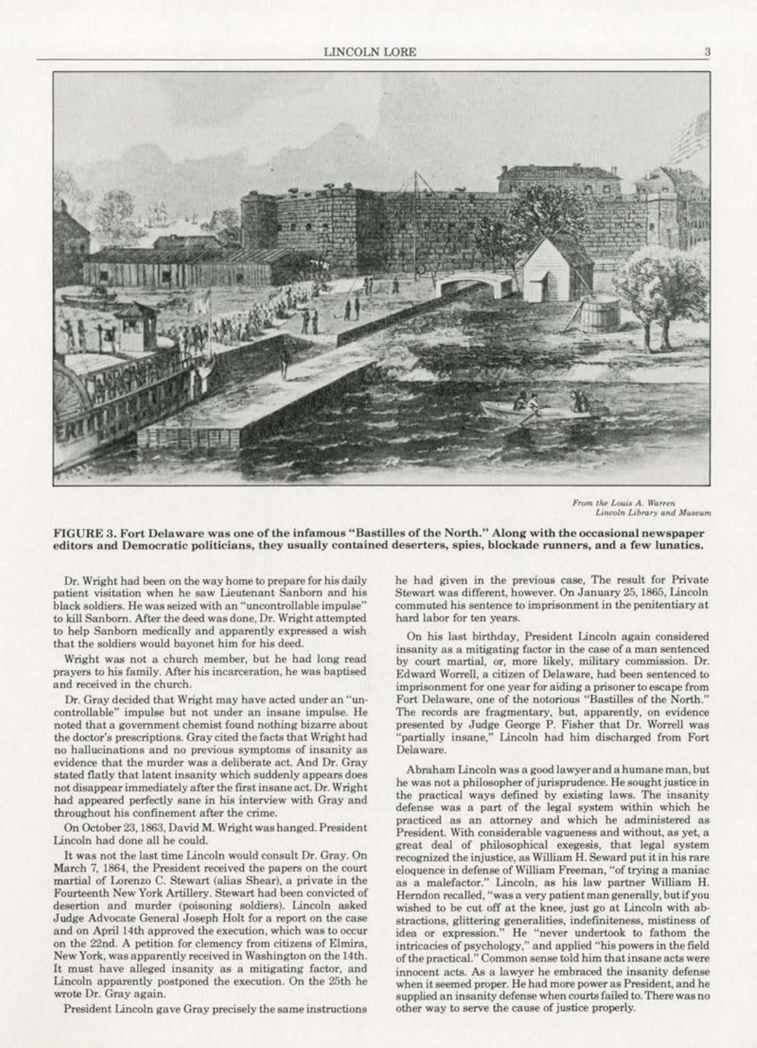*From the Louis A. Warren Lincoln Library and Museum*

**FIGURE 3. Fort Delaware was one of the infamous "Bastilles of the North." Along with the occasional newspaper editors and Democratic politicians, they usually contained deserters, spies, blockade runners, and a few lunatics.**

Dr. Wright had been on the way home to prepare for his daily patient visitation when he saw Lieutenant Sanborn and his black soldiers. He was seized with an "uncontrollable impulse" to kill Sanborn. After the deed was done, Dr. Wright attempted to help Sanborn medically and apparently expressed a wish that the soldiers would bayonet him for his deed.

Wright was not a church member, but he had long read prayers to his family. After his incarceration, he was baptised and received in the church.

Dr. Gray decided that Wright may have acted under an "uncontrollable" impulse but not under an insane impulse. He noted that a government chemist found nothing bizarre about the doctor's prescriptions. Gray cited the facts that Wright had no hallucinations and no previous symptoms of insanity as evidence that the murder was a deliberate act. And Dr. Gray stated flatly that latent insanity which suddenly appears does not disappear immediately after the first insane act. Dr. Wright had appeared perfectly sane in his interview with Gray and throughout his confinement after the crime.

On October 23, 1863, David M. Wright was hanged. President Lincoln had done all he could.

It was not the last time Lincoln would consult Dr. Gray. On March 7, 1864, the President received the papers on the court martial of Lorenzo C. Stewart (alias Shear), a private in the Fourteenth New York Artillery. Stewart had been convicted of desertion and murder (poisoning soldiers). Lincoln asked Judge Advocate General Joseph Holt for a report on the case and on April 14th approved the execution, which was to occur on the 22nd. A petition for clemency from citizens of Elmira, New York, was apparently received in Washington on the 14th. It must have alleged insanity as a mitigating factor, and Lincoln apparently postponed the execution. On the 25th he wrote Dr. Gray again.

President Lincoln gave Gray precisely the same instructions he had given in the previous case, The result for Private Stewart was different, however. On January 25, 1865, Lincoln commuted his sentence to imprisonment in the penitentiary at hard labor for ten years.

On his last birthday, President Lincoln again considered insanity as a mitigating factor in the case of a man sentenced by court martial, or, more likely, military commission. Dr. Edward Worrell, a citizen of Delaware, had been sentenced to imprisonment for one year for aiding a prisoner to escape from Fort Delaware, one of the notorious "Bastilles of the North." The records are fragmentary, but, apparently, on evidence presented by Judge George P. Fisher that Dr. Worrell was "partially insane," Lincoln had him discharged from Fort Delaware.

Abraham Lincoln was a good lawyer and a humane man, but he was not a philosopher of jurisprudence. He sought justice in the practical ways defined by existing laws. The insanity defense was a part of the legal system within which he practiced as an attorney and which he administered as President. With considerable vagueness and without, as yet, a great deal of philosophical exegesis, that legal system recognized the injustice, as William H. Seward put it in his rare eloquence in defense of William Freeman, "of trying a maniac as a malefactor." Lincoln, as his law partner William H. Herndon recalled, "was a very patient man generally, but if you wished to be cut off at the knee, just go at Lincoln with abstractions, glittering generalities, indefiniteness, mistiness of idea or expression." He "never undertook to fathom the intricacies of psychology," and applied "his powers in the field of the practical." Common sense told him that insane acts were innocent acts. As a lawyer he embraced the insanity defense when it seemed proper. He had more power as President, and he supplied an insanity defense when courts failed to. There was no other way to serve the cause of justice properly.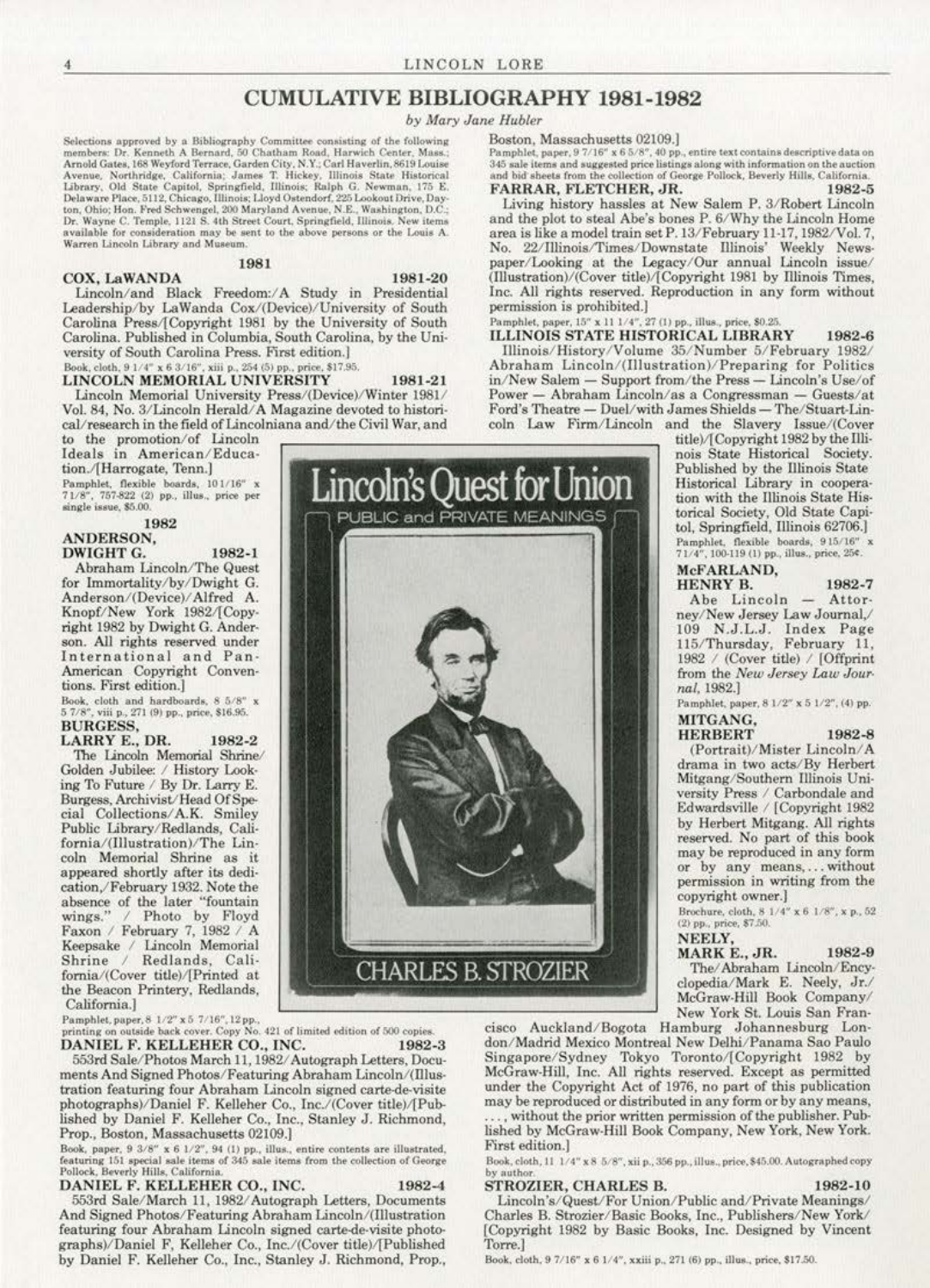# CUMULATIVE BIBLIOGRAPHY 1981-1982

*by Mary Jane Hubler*

Selections approved by a Bibliography Committee consisting of the following members: Dr. Kenneth A Bernard, 50 Chatham Road, Harwich Center, Mass.; Arnold Gates, 168 Weyford Terrace, Garden City, N.Y.; Carl Haverlin, 8619 Louise Avenue, Northridge, California; James T. Hickey, Illinois State Historical Library, Old State Capitol, Springfield, Illinois; Ralph G. Newman, 175 E. Delaware Place, 5112, Chicago, Illinois; Lloyd Ostendorf, 225 Lookout Drive, Dayton, Ohio; Hon. Fred Schwengel, 200 Maryland Avenue, N.E., Washington, D.C.; Dr. Wayne C. Temple, 1121 S. 4th Street Court, Springfield, Illinois. New items available for consideration may be sent to the above persons or the Louis A. Warren Lincoln Library and Museum.

## 1981

**COX, LaWANDA** **1981-20**

Lincoln/and Black Freedom:/A Study in Presidential Leadership/by LaWanda Cox/(Device)/University of South Carolina Press/[Copyright 1981 by the University of South Carolina. Published in Columbia, South Carolina, by the University of South Carolina Press. First edition.]

Book, cloth, 9 1/4" x 6 3/16", xiii p., 254 (5) pp., price, $17.95.

**LINCOLN MEMORIAL UNIVERSITY** **1981-21**

Lincoln Memorial University Press/(Device)/Winter 1981/Vol. 84, No. 3/Lincoln Herald/A Magazine devoted to historical/research in the field of Lincolniana and/the Civil War, and to the promotion/of Lincoln Ideals in American/Education./[Harrogate, Tenn.]

Pamphlet, flexible boards, 10 1/16" x 7 1/8", 757-822 (2) pp., illus., price per single issue, $5.00.

## 1982

**ANDERSON, DWIGHT G.** **1982-1**

Abraham Lincoln/The Quest for Immortality/by/Dwight G. Anderson/(Device)/Alfred A. Knopf/New York 1982/[Copyright 1982 by Dwight G. Anderson. All rights reserved under International and Pan-American Copyright Conventions. First edition.]

Book, cloth and hardboards, 8 5/8" x 5 7/8", viii p., 271 (9) pp., price, $16.95.

**BURGESS, LARRY E., DR.** **1982-2**

The Lincoln Memorial Shrine/Golden Jubilee: / History Looking To Future / By Dr. Larry E. Burgess, Archivist/Head Of Special Collections/A.K. Smiley Public Library/Redlands, California/(Illustration)/The Lincoln Memorial Shrine as it appeared shortly after its dedication,/February 1932. Note the absence of the later "fountain wings." / Photo by Floyd Faxon / February 7, 1982 / A Keepsake / Lincoln Memorial Shrine / Redlands, California/(Cover title)/[Printed at the Beacon Printery, Redlands, California.]

Pamphlet, paper, 8 1/2" x 5 7/16", 12 pp., printing on outside back cover. Copy No. 421 of limited edition of 500 copies.

**DANIEL F. KELLEHER CO., INC.** **1982-3**

553rd Sale/Photos March 11, 1982/Autograph Letters, Documents And Signed Photos/Featuring Abraham Lincoln/(Illustration featuring four Abraham Lincoln signed carte-de-visite photographs)/Daniel F. Kelleher Co., Inc./(Cover title)/[Published by Daniel F. Kelleher Co., Inc., Stanley J. Richmond, Prop., Boston, Massachusetts 02109.]

Book, paper, 9 3/8" x 6 1/2", 94 (1) pp., illus., entire contents are illustrated, featuring 151 special sale items of 345 sale items from the collection of George Pollock, Beverly Hills, California.

**DANIEL F. KELLEHER CO., INC.** **1982-4**

553rd Sale/March 11, 1982/Autograph Letters, Documents And Signed Photos/Featuring Abraham Lincoln/(Illustration featuring four Abraham Lincoln signed carte-de-visite photographs)/Daniel F. Kelleher Co., Inc./(Cover title)/[Published by Daniel F. Kelleher Co., Inc., Stanley J. Richmond, Prop., Boston, Massachusetts 02109.]

Pamphlet, paper, 9 7/16" x 6 5/8", 40 pp., entire text contains descriptive data on 345 sale items and suggested price listings along with information on the auction and bid sheets from the collection of George Pollock, Beverly Hills, California.

**FARRAR, FLETCHER, JR.** **1982-5**

Living history hassles at New Salem P. 3/Robert Lincoln and the plot to steal Abe's bones P. 6/Why the Lincoln Home area is like a model train set P. 13/February 11-17, 1982/Vol. 7, No. 22/Illinois/Times/Downstate Illinois' Weekly Newspaper/Looking at the Legacy/Our annual Lincoln issue/(Illustration)/(Cover title)/[Copyright 1981 by Illinois Times, Inc. All rights reserved. Reproduction in any form without permission is prohibited.]

Pamphlet, paper, 15" x 11 1/4", 27 (1) pp., illus., price, $0.25.

**ILLINOIS STATE HISTORICAL LIBRARY** **1982-6**

Illinois/History/Volume 35/Number 5/February 1982/Abraham Lincoln/(Illustration)/Preparing for Politics in/New Salem — Support from/the Press — Lincoln's Use/of Power — Abraham Lincoln/as a Congressman — Guests/at Ford's Theatre — Duel/with James Shields — The/Stuart-Lincoln Law Firm/Lincoln and the Slavery Issue/(Cover title)/[Copyright 1982 by the Illinois State Historical Society. Published by the Illinois State Historical Library in cooperation with the Illinois State Historical Society, Old State Capitol, Springfield, Illinois 62706.]

Pamphlet, flexible boards, 9 15/16" x 7 1/4", 100-119 (1) pp., illus., price, 25¢.

**McFARLAND, HENRY B.** **1982-7**

Abe Lincoln — Attorney/New Jersey Law Journal,/109 N.J.L.J. Index Page 115/Thursday, February 11, 1982 / (Cover title) / [Offprint from the *New Jersey Law Journal*, 1982.]

Pamphlet, paper, 8 1/2" x 5 1/2", (4) pp.

**MITGANG, HERBERT** **1982-8**

(Portrait)/Mister Lincoln/A drama in two acts/By Herbert Mitgang/Southern Illinois University Press / Carbondale and Edwardsville / [Copyright 1982 by Herbert Mitgang. All rights reserved. No part of this book may be reproduced in any form or by any means, ... without permission in writing from the copyright owner.]

Brochure, cloth, 8 1/4" x 6 1/8", x p., 52 (2) pp., price, $7.50.

**NEELY, MARK E., JR.** **1982-9**

The/Abraham Lincoln/Encyclopedia/Mark E. Neely, Jr./McGraw-Hill Book Company/New York St. Louis San Francisco Auckland/Bogota Hamburg Johannesburg London/Madrid Mexico Montreal New Delhi/Panama Sao Paulo Singapore/Sydney Tokyo Toronto/[Copyright 1982 by McGraw-Hill, Inc. All rights reserved. Except as permitted under the Copyright Act of 1976, no part of this publication may be reproduced or distributed in any form or by any means, ..., without the prior written permission of the publisher. Published by McGraw-Hill Book Company, New York, New York. First edition.]

Book, cloth, 11 1/4" x 8 5/8", xii p., 356 pp., illus., price, $45.00. Autographed copy by author.

**STROZIER, CHARLES B.** **1982-10**

Lincoln's/Quest/For Union/Public and/Private Meanings/Charles B. Strozier/Basic Books, Inc., Publishers/New York/[Copyright 1982 by Basic Books, Inc. Designed by Vincent Torre.]

Book, cloth, 9 7/16" x 6 1/4", xxiii p., 271 (6) pp., illus., price, $17.50.

Lincoln's Quest for Union
PUBLIC and PRIVATE MEANINGS
CHARLES B. STROZIER